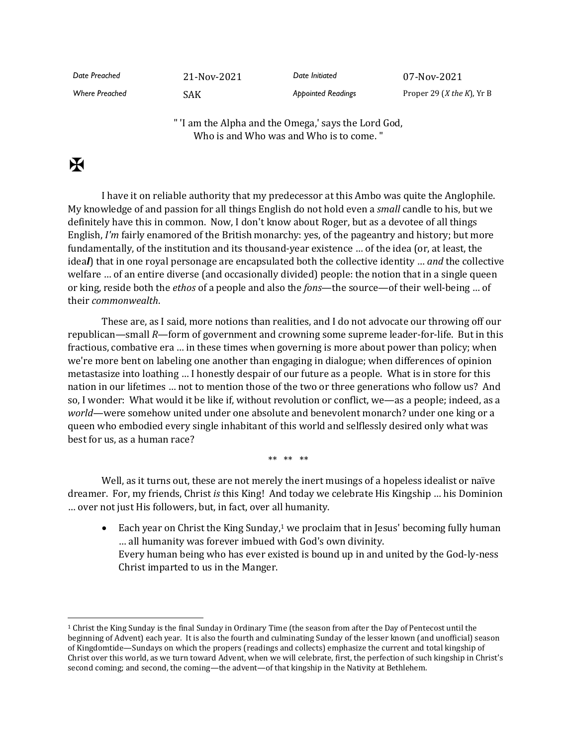| *Date Preached* | 21-Nov-2021 | *Date Initiated* | 07-Nov-2021 |
| --- | --- | --- | --- |
| *Where Preached* | SAK | *Appointed Readings* | Proper 29 (*X the K*), Yr B |

" 'I am the Alpha and the Omega,' says the Lord God,
Who is and Who was and Who is to come. "

✠

I have it on reliable authority that my predecessor at this Ambo was quite the Anglophile. My knowledge of and passion for all things English do not hold even a *small* candle to his, but we definitely have this in common. Now, I don't know about Roger, but as a devotee of all things English, *I'm* fairly enamored of the British monarchy: yes, of the pageantry and history; but more fundamentally, of the institution and its thousand-year existence … of the idea (or, at least, the idea***l***) that in one royal personage are encapsulated both the collective identity … *and* the collective welfare … of an entire diverse (and occasionally divided) people: the notion that in a single queen or king, reside both the *ethos* of a people and also the *fons*—the source—of their well-being … of their *commonwealth*.

These are, as I said, more notions than realities, and I do not advocate our throwing off our republican—small *R*—form of government and crowning some supreme leader-for-life. But in this fractious, combative era … in these times when governing is more about power than policy; when we're more bent on labeling one another than engaging in dialogue; when differences of opinion metastasize into loathing … I honestly despair of our future as a people. What is in store for this nation in our lifetimes … not to mention those of the two or three generations who follow us? And so, I wonder: What would it be like if, without revolution or conflict, we—as a people; indeed, as a *world*—were somehow united under one absolute and benevolent monarch? under one king or a queen who embodied every single inhabitant of this world and selflessly desired only what was best for us, as a human race?

** ** **

Well, as it turns out, these are not merely the inert musings of a hopeless idealist or naïve dreamer. For, my friends, Christ *is* this King! And today we celebrate His Kingship … his Dominion … over not just His followers, but, in fact, over all humanity.

- Each year on Christ the King Sunday,[1] we proclaim that in Jesus' becoming fully human … all humanity was forever imbued with God's own divinity.
  Every human being who has ever existed is bound up in and united by the God-ly-ness Christ imparted to us in the Manger.

---

[1] Christ the King Sunday is the final Sunday in Ordinary Time (the season from after the Day of Pentecost until the beginning of Advent) each year. It is also the fourth and culminating Sunday of the lesser known (and unofficial) season of Kingdomtide—Sundays on which the propers (readings and collects) emphasize the current and total kingship of Christ over this world, as we turn toward Advent, when we will celebrate, first, the perfection of such kingship in Christ's second coming; and second, the coming—the advent—of that kingship in the Nativity at Bethlehem.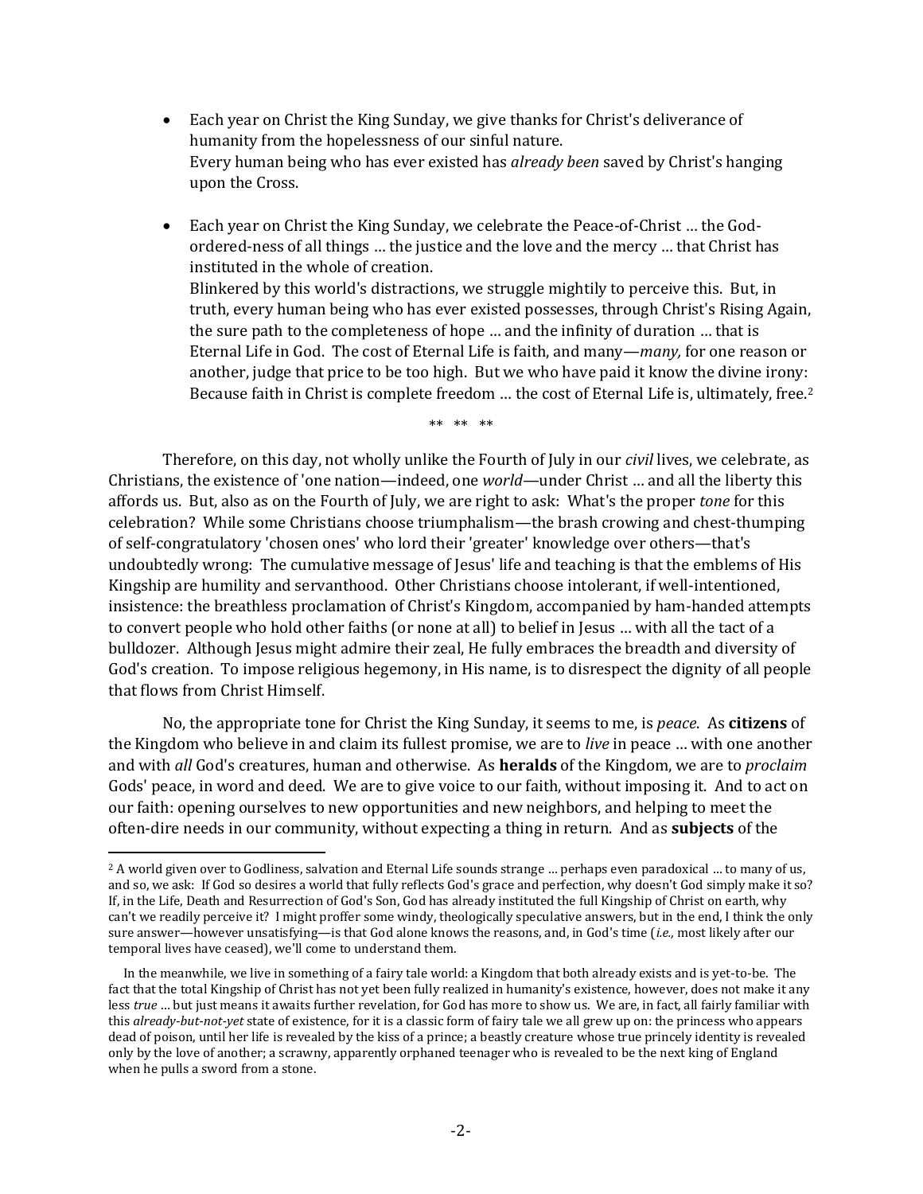- Each year on Christ the King Sunday, we give thanks for Christ's deliverance of humanity from the hopelessness of our sinful nature.
  Every human being who has ever existed has *already been* saved by Christ's hanging upon the Cross.

- Each year on Christ the King Sunday, we celebrate the Peace-of-Christ … the God-ordered-ness of all things … the justice and the love and the mercy … that Christ has instituted in the whole of creation.
  Blinkered by this world's distractions, we struggle mightily to perceive this. But, in truth, every human being who has ever existed possesses, through Christ's Rising Again, the sure path to the completeness of hope … and the infinity of duration … that is Eternal Life in God. The cost of Eternal Life is faith, and many—*many,* for one reason or another, judge that price to be too high. But we who have paid it know the divine irony: Because faith in Christ is complete freedom … the cost of Eternal Life is, ultimately, free.[2]

\*\* \*\* \*\*

Therefore, on this day, not wholly unlike the Fourth of July in our *civil* lives, we celebrate, as Christians, the existence of 'one nation—indeed, one *world*—under Christ … and all the liberty this affords us. But, also as on the Fourth of July, we are right to ask: What's the proper *tone* for this celebration? While some Christians choose triumphalism—the brash crowing and chest-thumping of self-congratulatory 'chosen ones' who lord their 'greater' knowledge over others—that's undoubtedly wrong: The cumulative message of Jesus' life and teaching is that the emblems of His Kingship are humility and servanthood. Other Christians choose intolerant, if well-intentioned, insistence: the breathless proclamation of Christ's Kingdom, accompanied by ham-handed attempts to convert people who hold other faiths (or none at all) to belief in Jesus … with all the tact of a bulldozer. Although Jesus might admire their zeal, He fully embraces the breadth and diversity of God's creation. To impose religious hegemony, in His name, is to disrespect the dignity of all people that flows from Christ Himself.

No, the appropriate tone for Christ the King Sunday, it seems to me, is *peace*. As **citizens** of the Kingdom who believe in and claim its fullest promise, we are to *live* in peace … with one another and with *all* God's creatures, human and otherwise. As **heralds** of the Kingdom, we are to *proclaim* Gods' peace, in word and deed. We are to give voice to our faith, without imposing it. And to act on our faith: opening ourselves to new opportunities and new neighbors, and helping to meet the often-dire needs in our community, without expecting a thing in return. And as **subjects** of the

---

[2] A world given over to Godliness, salvation and Eternal Life sounds strange … perhaps even paradoxical … to many of us, and so, we ask: If God so desires a world that fully reflects God's grace and perfection, why doesn't God simply make it so? If, in the Life, Death and Resurrection of God's Son, God has already instituted the full Kingship of Christ on earth, why can't we readily perceive it? I might proffer some windy, theologically speculative answers, but in the end, I think the only sure answer—however unsatisfying—is that God alone knows the reasons, and, in God's time (*i.e.,* most likely after our temporal lives have ceased), we'll come to understand them.

In the meanwhile, we live in something of a fairy tale world: a Kingdom that both already exists and is yet-to-be. The fact that the total Kingship of Christ has not yet been fully realized in humanity's existence, however, does not make it any less *true* … but just means it awaits further revelation, for God has more to show us. We are, in fact, all fairly familiar with this *already-but-not-yet* state of existence, for it is a classic form of fairy tale we all grew up on: the princess who appears dead of poison, until her life is revealed by the kiss of a prince; a beastly creature whose true princely identity is revealed only by the love of another; a scrawny, apparently orphaned teenager who is revealed to be the next king of England when he pulls a sword from a stone.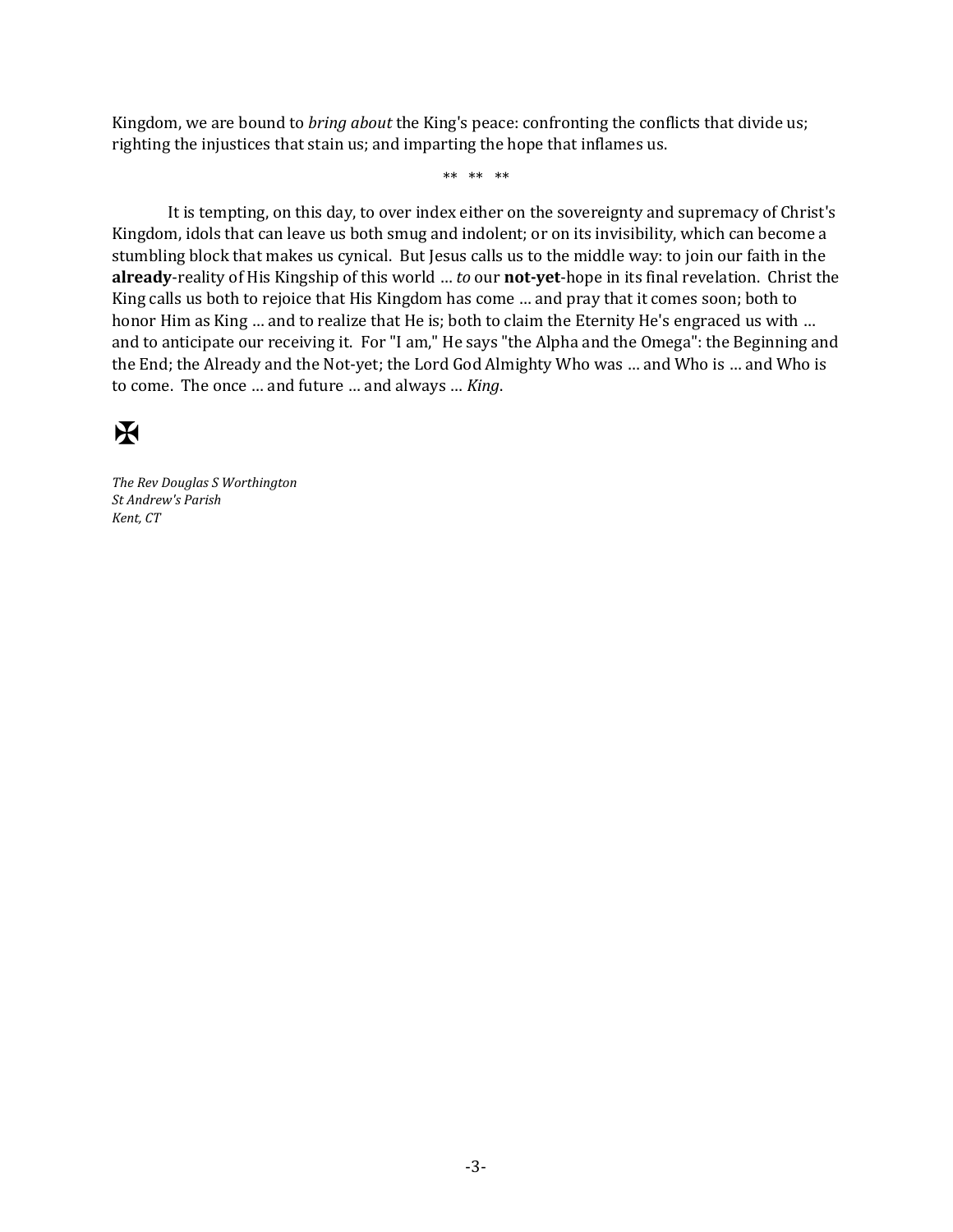Kingdom, we are bound to *bring about* the King's peace: confronting the conflicts that divide us; righting the injustices that stain us; and imparting the hope that inflames us.

** ** **

It is tempting, on this day, to over index either on the sovereignty and supremacy of Christ's Kingdom, idols that can leave us both smug and indolent; or on its invisibility, which can become a stumbling block that makes us cynical. But Jesus calls us to the middle way: to join our faith in the **already**-reality of His Kingship of this world … *to* our **not-yet**-hope in its final revelation. Christ the King calls us both to rejoice that His Kingdom has come … and pray that it comes soon; both to honor Him as King … and to realize that He is; both to claim the Eternity He's engraced us with … and to anticipate our receiving it. For "I am," He says "the Alpha and the Omega": the Beginning and the End; the Already and the Not-yet; the Lord God Almighty Who was … and Who is … and Who is to come. The once … and future … and always … *King*.

✠

*The Rev Douglas S Worthington*
*St Andrew's Parish*
*Kent, CT*